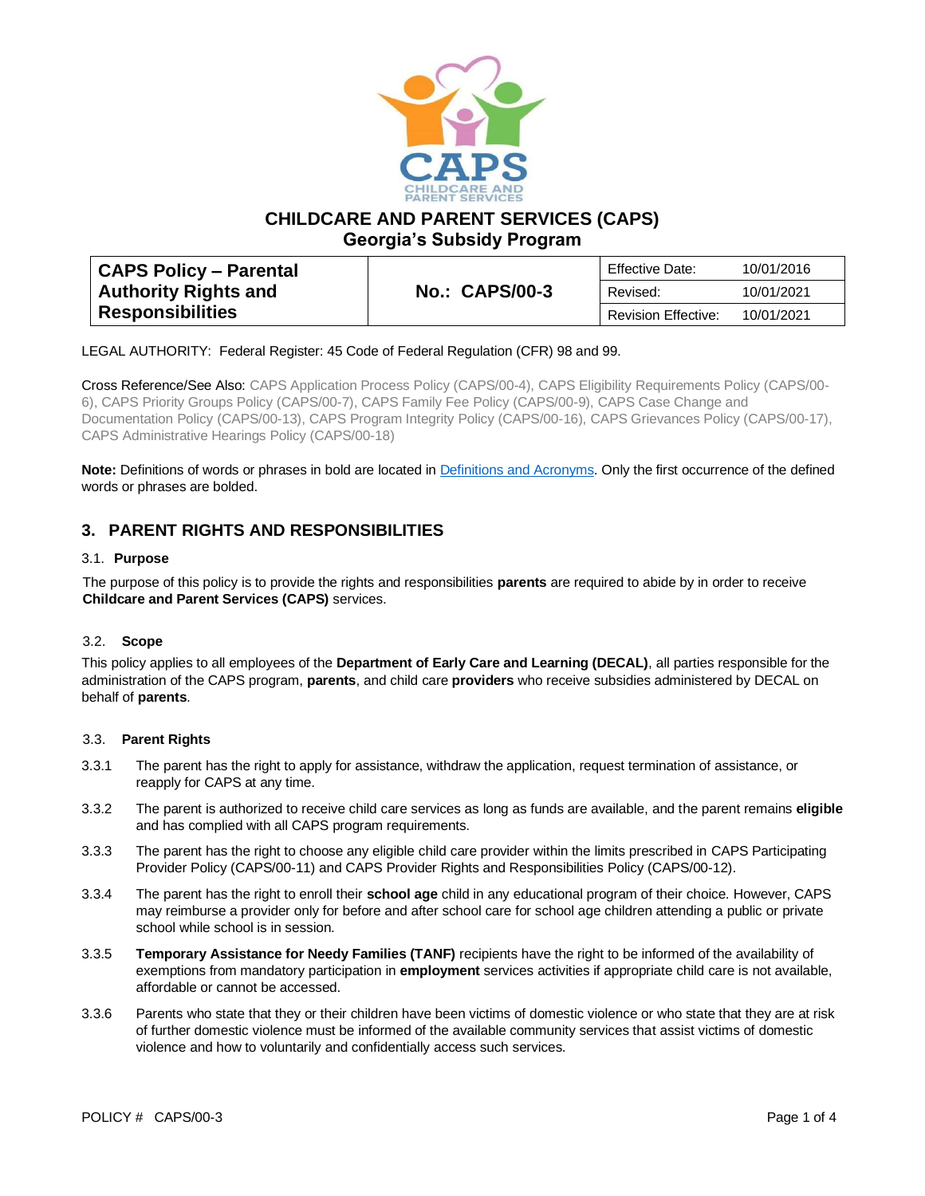# CHILDCARE AND PARENT SERVICES (CAPS)
## Georgia's Subsidy Program

| CAPS Policy – Parental Authority Rights and Responsibilities | No.: CAPS/00-3 | Effective Date: | 10/01/2016 |
|---|---|---|---|
| | | Revised: | 10/01/2021 |
| | | Revision Effective: | 10/01/2021 |

LEGAL AUTHORITY: Federal Register: 45 Code of Federal Regulation (CFR) 98 and 99.

Cross Reference/See Also: CAPS Application Process Policy (CAPS/00-4), CAPS Eligibility Requirements Policy (CAPS/00-6), CAPS Priority Groups Policy (CAPS/00-7), CAPS Family Fee Policy (CAPS/00-9), CAPS Case Change and Documentation Policy (CAPS/00-13), CAPS Program Integrity Policy (CAPS/00-16), CAPS Grievances Policy (CAPS/00-17), CAPS Administrative Hearings Policy (CAPS/00-18)

**Note:** Definitions of words or phrases in bold are located in Definitions and Acronyms. Only the first occurrence of the defined words or phrases are bolded.

## 3. PARENT RIGHTS AND RESPONSIBILITIES

### 3.1. Purpose

The purpose of this policy is to provide the rights and responsibilities **parents** are required to abide by in order to receive **Childcare and Parent Services (CAPS)** services.

### 3.2. Scope

This policy applies to all employees of the **Department of Early Care and Learning (DECAL)**, all parties responsible for the administration of the CAPS program, **parents**, and child care **providers** who receive subsidies administered by DECAL on behalf of **parents**.

### 3.3. Parent Rights

3.3.1 The parent has the right to apply for assistance, withdraw the application, request termination of assistance, or reapply for CAPS at any time.

3.3.2 The parent is authorized to receive child care services as long as funds are available, and the parent remains **eligible** and has complied with all CAPS program requirements.

3.3.3 The parent has the right to choose any eligible child care provider within the limits prescribed in CAPS Participating Provider Policy (CAPS/00-11) and CAPS Provider Rights and Responsibilities Policy (CAPS/00-12).

3.3.4 The parent has the right to enroll their **school age** child in any educational program of their choice. However, CAPS may reimburse a provider only for before and after school care for school age children attending a public or private school while school is in session.

3.3.5 **Temporary Assistance for Needy Families (TANF)** recipients have the right to be informed of the availability of exemptions from mandatory participation in **employment** services activities if appropriate child care is not available, affordable or cannot be accessed.

3.3.6 Parents who state that they or their children have been victims of domestic violence or who state that they are at risk of further domestic violence must be informed of the available community services that assist victims of domestic violence and how to voluntarily and confidentially access such services.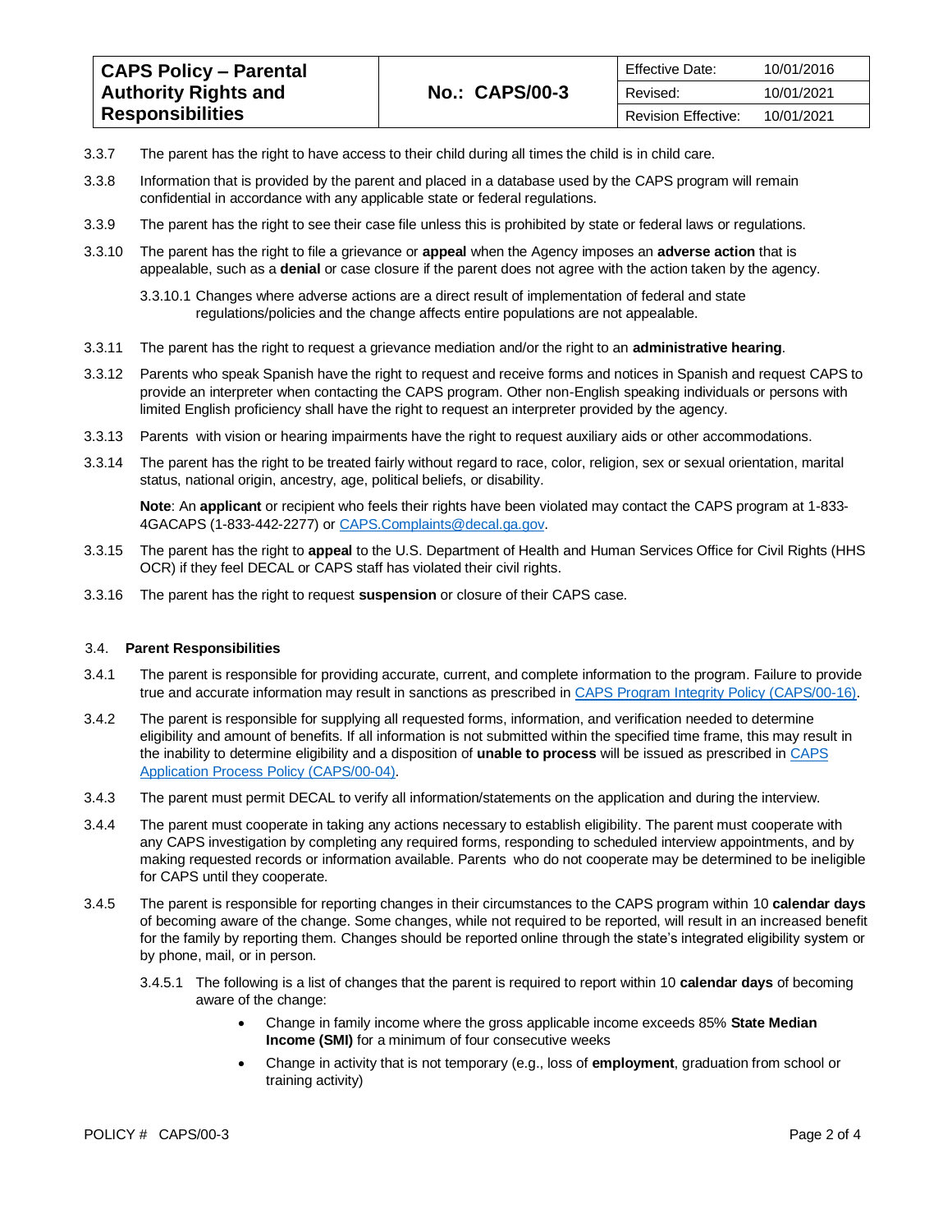3.3.7 The parent has the right to have access to their child during all times the child is in child care.

3.3.8 Information that is provided by the parent and placed in a database used by the CAPS program will remain confidential in accordance with any applicable state or federal regulations.

3.3.9 The parent has the right to see their case file unless this is prohibited by state or federal laws or regulations.

3.3.10 The parent has the right to file a grievance or **appeal** when the Agency imposes an **adverse action** that is appealable, such as a **denial** or case closure if the parent does not agree with the action taken by the agency.

3.3.10.1 Changes where adverse actions are a direct result of implementation of federal and state regulations/policies and the change affects entire populations are not appealable.

3.3.11 The parent has the right to request a grievance mediation and/or the right to an **administrative hearing**.

3.3.12 Parents who speak Spanish have the right to request and receive forms and notices in Spanish and request CAPS to provide an interpreter when contacting the CAPS program. Other non-English speaking individuals or persons with limited English proficiency shall have the right to request an interpreter provided by the agency.

3.3.13 Parents with vision or hearing impairments have the right to request auxiliary aids or other accommodations.

3.3.14 The parent has the right to be treated fairly without regard to race, color, religion, sex or sexual orientation, marital status, national origin, ancestry, age, political beliefs, or disability.

**Note**: An **applicant** or recipient who feels their rights have been violated may contact the CAPS program at 1-833-4GACAPS (1-833-442-2277) or [CAPS.Complaints@decal.ga.gov](mailto:CAPS.Complaints@decal.ga.gov).

3.3.15 The parent has the right to **appeal** to the U.S. Department of Health and Human Services Office for Civil Rights (HHS OCR) if they feel DECAL or CAPS staff has violated their civil rights.

3.3.16 The parent has the right to request **suspension** or closure of their CAPS case.

### 3.4. Parent Responsibilities

3.4.1 The parent is responsible for providing accurate, current, and complete information to the program. Failure to provide true and accurate information may result in sanctions as prescribed in [CAPS Program Integrity Policy (CAPS/00-16)](#).

3.4.2 The parent is responsible for supplying all requested forms, information, and verification needed to determine eligibility and amount of benefits. If all information is not submitted within the specified time frame, this may result in the inability to determine eligibility and a disposition of **unable to process** will be issued as prescribed in [CAPS Application Process Policy (CAPS/00-04)](#).

3.4.3 The parent must permit DECAL to verify all information/statements on the application and during the interview.

3.4.4 The parent must cooperate in taking any actions necessary to establish eligibility. The parent must cooperate with any CAPS investigation by completing any required forms, responding to scheduled interview appointments, and by making requested records or information available. Parents who do not cooperate may be determined to be ineligible for CAPS until they cooperate.

3.4.5 The parent is responsible for reporting changes in their circumstances to the CAPS program within 10 **calendar days** of becoming aware of the change. Some changes, while not required to be reported, will result in an increased benefit for the family by reporting them. Changes should be reported online through the state's integrated eligibility system or by phone, mail, or in person.

3.4.5.1 The following is a list of changes that the parent is required to report within 10 **calendar days** of becoming aware of the change:

- Change in family income where the gross applicable income exceeds 85% **State Median Income (SMI)** for a minimum of four consecutive weeks
- Change in activity that is not temporary (e.g., loss of **employment**, graduation from school or training activity)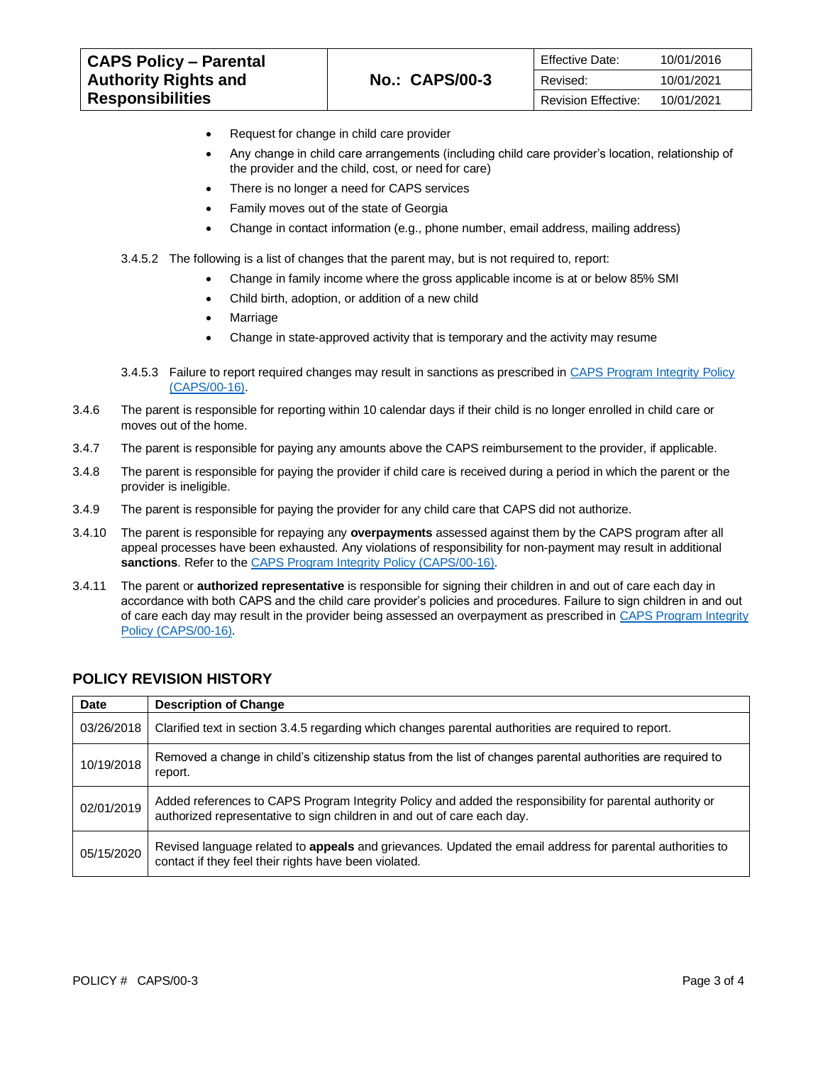- Request for change in child care provider
- Any change in child care arrangements (including child care provider's location, relationship of the provider and the child, cost, or need for care)
- There is no longer a need for CAPS services
- Family moves out of the state of Georgia
- Change in contact information (e.g., phone number, email address, mailing address)

3.4.5.2 The following is a list of changes that the parent may, but is not required to, report:

- Change in family income where the gross applicable income is at or below 85% SMI
- Child birth, adoption, or addition of a new child
- Marriage
- Change in state-approved activity that is temporary and the activity may resume

3.4.5.3 Failure to report required changes may result in sanctions as prescribed in CAPS Program Integrity Policy (CAPS/00-16).

3.4.6 The parent is responsible for reporting within 10 calendar days if their child is no longer enrolled in child care or moves out of the home.

3.4.7 The parent is responsible for paying any amounts above the CAPS reimbursement to the provider, if applicable.

3.4.8 The parent is responsible for paying the provider if child care is received during a period in which the parent or the provider is ineligible.

3.4.9 The parent is responsible for paying the provider for any child care that CAPS did not authorize.

3.4.10 The parent is responsible for repaying any **overpayments** assessed against them by the CAPS program after all appeal processes have been exhausted. Any violations of responsibility for non-payment may result in additional **sanctions**. Refer to the CAPS Program Integrity Policy (CAPS/00-16).

3.4.11 The parent or **authorized representative** is responsible for signing their children in and out of care each day in accordance with both CAPS and the child care provider's policies and procedures. Failure to sign children in and out of care each day may result in the provider being assessed an overpayment as prescribed in CAPS Program Integrity Policy (CAPS/00-16).

## POLICY REVISION HISTORY

| Date | Description of Change |
|---|---|
| 03/26/2018 | Clarified text in section 3.4.5 regarding which changes parental authorities are required to report. |
| 10/19/2018 | Removed a change in child's citizenship status from the list of changes parental authorities are required to report. |
| 02/01/2019 | Added references to CAPS Program Integrity Policy and added the responsibility for parental authority or authorized representative to sign children in and out of care each day. |
| 05/15/2020 | Revised language related to **appeals** and grievances. Updated the email address for parental authorities to contact if they feel their rights have been violated. |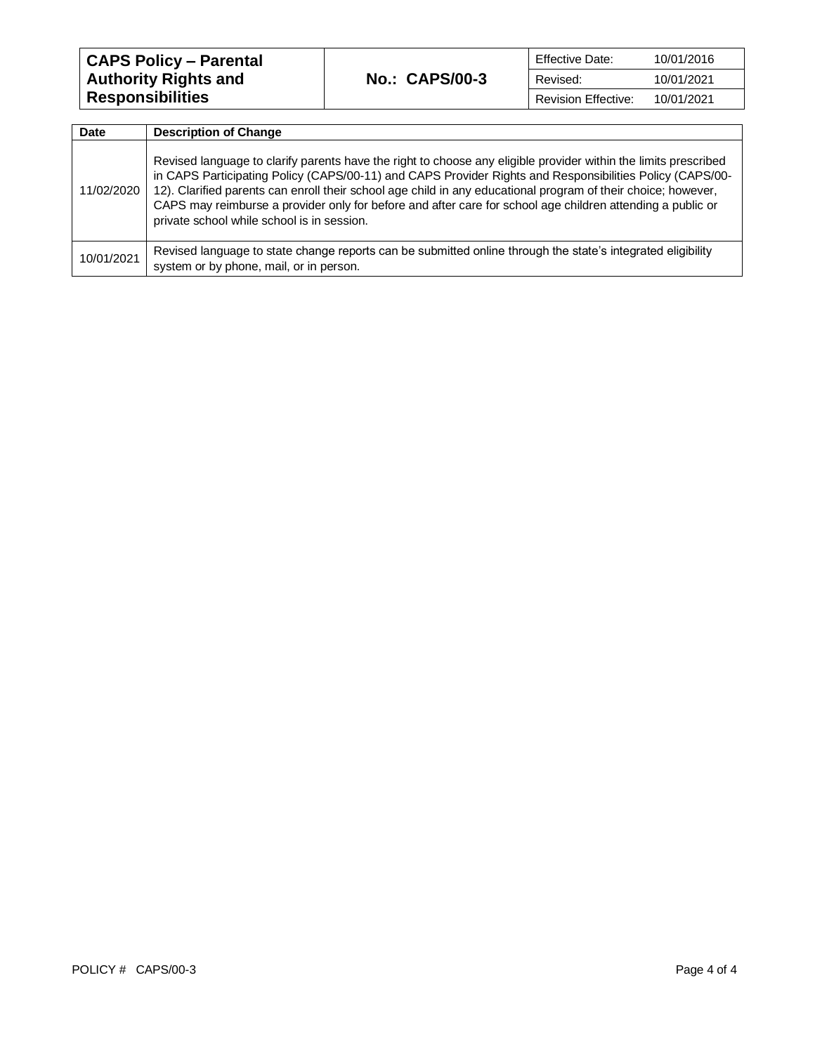| Date | Description of Change |
| --- | --- |
| 11/02/2020 | Revised language to clarify parents have the right to choose any eligible provider within the limits prescribed in CAPS Participating Policy (CAPS/00-11) and CAPS Provider Rights and Responsibilities Policy (CAPS/00-12). Clarified parents can enroll their school age child in any educational program of their choice; however, CAPS may reimburse a provider only for before and after care for school age children attending a public or private school while school is in session. |
| 10/01/2021 | Revised language to state change reports can be submitted online through the state's integrated eligibility system or by phone, mail, or in person. |